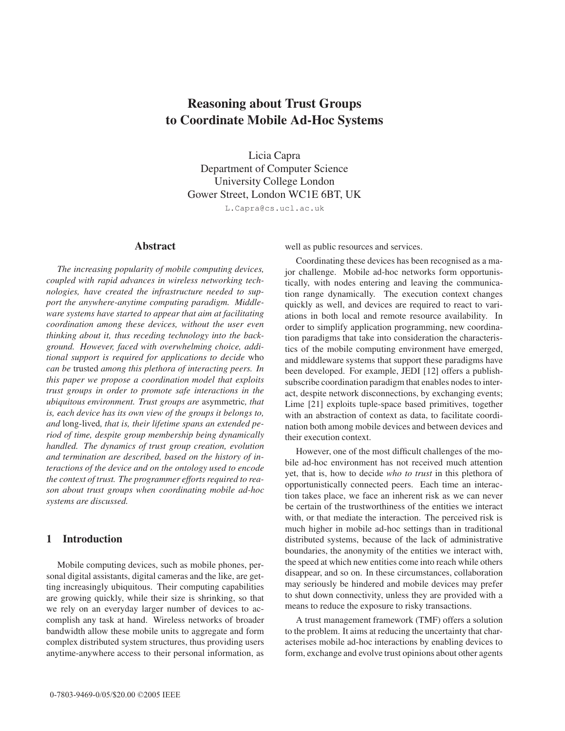# Reasoning about Trust Groups to Coordinate Mobile Ad-Hoc Systems

Licia Capra
Department of Computer Science
University College London
Gower Street, London WC1E 6BT, UK
L.Capra@cs.ucl.ac.uk

## Abstract

*The increasing popularity of mobile computing devices, coupled with rapid advances in wireless networking technologies, have created the infrastructure needed to support the anywhere-anytime computing paradigm. Middleware systems have started to appear that aim at facilitating coordination among these devices, without the user even thinking about it, thus receding technology into the background. However, faced with overwhelming choice, additional support is required for applications to decide* who *can be* trusted *among this plethora of interacting peers. In this paper we propose a coordination model that exploits trust groups in order to promote safe interactions in the ubiquitous environment. Trust groups are* asymmetric*, that is, each device has its own view of the groups it belongs to, and* long-lived*, that is, their lifetime spans an extended period of time, despite group membership being dynamically handled. The dynamics of trust group creation, evolution and termination are described, based on the history of interactions of the device and on the ontology used to encode the context of trust. The programmer efforts required to reason about trust groups when coordinating mobile ad-hoc systems are discussed.*

## 1 Introduction

Mobile computing devices, such as mobile phones, personal digital assistants, digital cameras and the like, are getting increasingly ubiquitous. Their computing capabilities are growing quickly, while their size is shrinking, so that we rely on an everyday larger number of devices to accomplish any task at hand. Wireless networks of broader bandwidth allow these mobile units to aggregate and form complex distributed system structures, thus providing users anytime-anywhere access to their personal information, as well as public resources and services.

Coordinating these devices has been recognised as a major challenge. Mobile ad-hoc networks form opportunistically, with nodes entering and leaving the communication range dynamically. The execution context changes quickly as well, and devices are required to react to variations in both local and remote resource availability. In order to simplify application programming, new coordination paradigms that take into consideration the characteristics of the mobile computing environment have emerged, and middleware systems that support these paradigms have been developed. For example, JEDI [12] offers a publish-subscribe coordination paradigm that enables nodes to interact, despite network disconnections, by exchanging events; Lime [21] exploits tuple-space based primitives, together with an abstraction of context as data, to facilitate coordination both among mobile devices and between devices and their execution context.

However, one of the most difficult challenges of the mobile ad-hoc environment has not received much attention yet, that is, how to decide *who to trust* in this plethora of opportunistically connected peers. Each time an interaction takes place, we face an inherent risk as we can never be certain of the trustworthiness of the entities we interact with, or that mediate the interaction. The perceived risk is much higher in mobile ad-hoc settings than in traditional distributed systems, because of the lack of administrative boundaries, the anonymity of the entities we interact with, the speed at which new entities come into reach while others disappear, and so on. In these circumstances, collaboration may seriously be hindered and mobile devices may prefer to shut down connectivity, unless they are provided with a means to reduce the exposure to risky transactions.

A trust management framework (TMF) offers a solution to the problem. It aims at reducing the uncertainty that characterises mobile ad-hoc interactions by enabling devices to form, exchange and evolve trust opinions about other agents

0-7803-9469-0/05/$20.00 ©2005 IEEE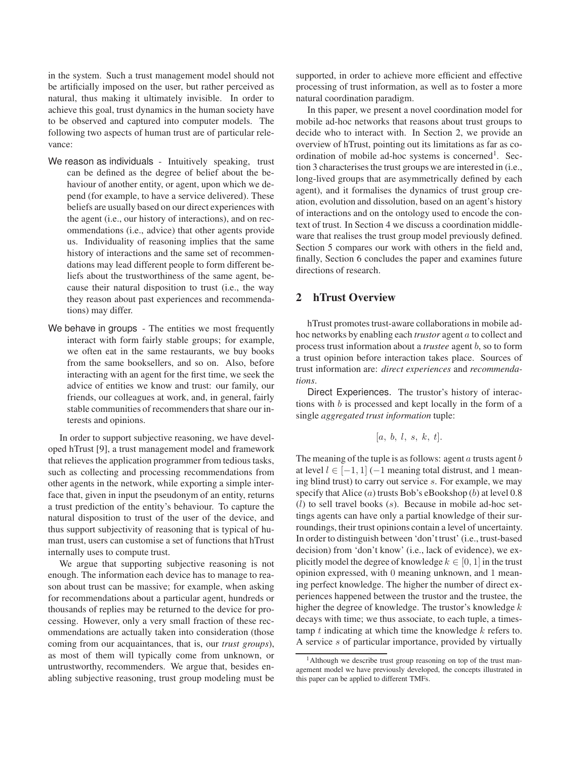in the system. Such a trust management model should not be artificially imposed on the user, but rather perceived as natural, thus making it ultimately invisible. In order to achieve this goal, trust dynamics in the human society have to be observed and captured into computer models. The following two aspects of human trust are of particular relevance:

- **We reason as individuals** - Intuitively speaking, trust can be defined as the degree of belief about the behaviour of another entity, or agent, upon which we depend (for example, to have a service delivered). These beliefs are usually based on our direct experiences with the agent (i.e., our history of interactions), and on recommendations (i.e., advice) that other agents provide us. Individuality of reasoning implies that the same history of interactions and the same set of recommendations may lead different people to form different beliefs about the trustworthiness of the same agent, because their natural disposition to trust (i.e., the way they reason about past experiences and recommendations) may differ.

- **We behave in groups** - The entities we most frequently interact with form fairly stable groups; for example, we often eat in the same restaurants, we buy books from the same booksellers, and so on. Also, before interacting with an agent for the first time, we seek the advice of entities we know and trust: our family, our friends, our colleagues at work, and, in general, fairly stable communities of recommenders that share our interests and opinions.

In order to support subjective reasoning, we have developed hTrust [9], a trust management model and framework that relieves the application programmer from tedious tasks, such as collecting and processing recommendations from other agents in the network, while exporting a simple interface that, given in input the pseudonym of an entity, returns a trust prediction of the entity's behaviour. To capture the natural disposition to trust of the user of the device, and thus support subjectivity of reasoning that is typical of human trust, users can customise a set of functions that hTrust internally uses to compute trust.

We argue that supporting subjective reasoning is not enough. The information each device has to manage to reason about trust can be massive; for example, when asking for recommendations about a particular agent, hundreds or thousands of replies may be returned to the device for processing. However, only a very small fraction of these recommendations are actually taken into consideration (those coming from our acquaintances, that is, our *trust groups*), as most of them will typically come from unknown, or untrustworthy, recommenders. We argue that, besides enabling subjective reasoning, trust group modeling must be supported, in order to achieve more efficient and effective processing of trust information, as well as to foster a more natural coordination paradigm.

In this paper, we present a novel coordination model for mobile ad-hoc networks that reasons about trust groups to decide who to interact with. In Section 2, we provide an overview of hTrust, pointing out its limitations as far as coordination of mobile ad-hoc systems is concerned[1]. Section 3 characterises the trust groups we are interested in (i.e., long-lived groups that are asymmetrically defined by each agent), and it formalises the dynamics of trust group creation, evolution and dissolution, based on an agent's history of interactions and on the ontology used to encode the context of trust. In Section 4 we discuss a coordination middleware that realises the trust group model previously defined. Section 5 compares our work with others in the field and, finally, Section 6 concludes the paper and examines future directions of research.

## 2 hTrust Overview

hTrust promotes trust-aware collaborations in mobile ad-hoc networks by enabling each *trustor* agent $a$ to collect and process trust information about a *trustee* agent $b$, so to form a trust opinion before interaction takes place. Sources of trust information are: *direct experiences* and *recommendations*.

**Direct Experiences.** The trustor's history of interactions with $b$ is processed and kept locally in the form of a single *aggregated trust information* tuple:

$$[a,\ b,\ l,\ s,\ k,\ t].$$

The meaning of the tuple is as follows: agent $a$ trusts agent $b$ at level $l \in [-1, 1]$ ($-1$ meaning total distrust, and 1 meaning blind trust) to carry out service $s$. For example, we may specify that Alice ($a$) trusts Bob's eBookshop ($b$) at level 0.8 ($l$) to sell travel books ($s$). Because in mobile ad-hoc settings agents can have only a partial knowledge of their surroundings, their trust opinions contain a level of uncertainty. In order to distinguish between 'don't trust' (i.e., trust-based decision) from 'don't know' (i.e., lack of evidence), we explicitly model the degree of knowledge $k \in [0, 1]$ in the trust opinion expressed, with 0 meaning unknown, and 1 meaning perfect knowledge. The higher the number of direct experiences happened between the trustor and the trustee, the higher the degree of knowledge. The trustor's knowledge $k$ decays with time; we thus associate, to each tuple, a timestamp $t$ indicating at which time the knowledge $k$ refers to. A service $s$ of particular importance, provided by virtually

[1] Although we describe trust group reasoning on top of the trust management model we have previously developed, the concepts illustrated in this paper can be applied to different TMFs.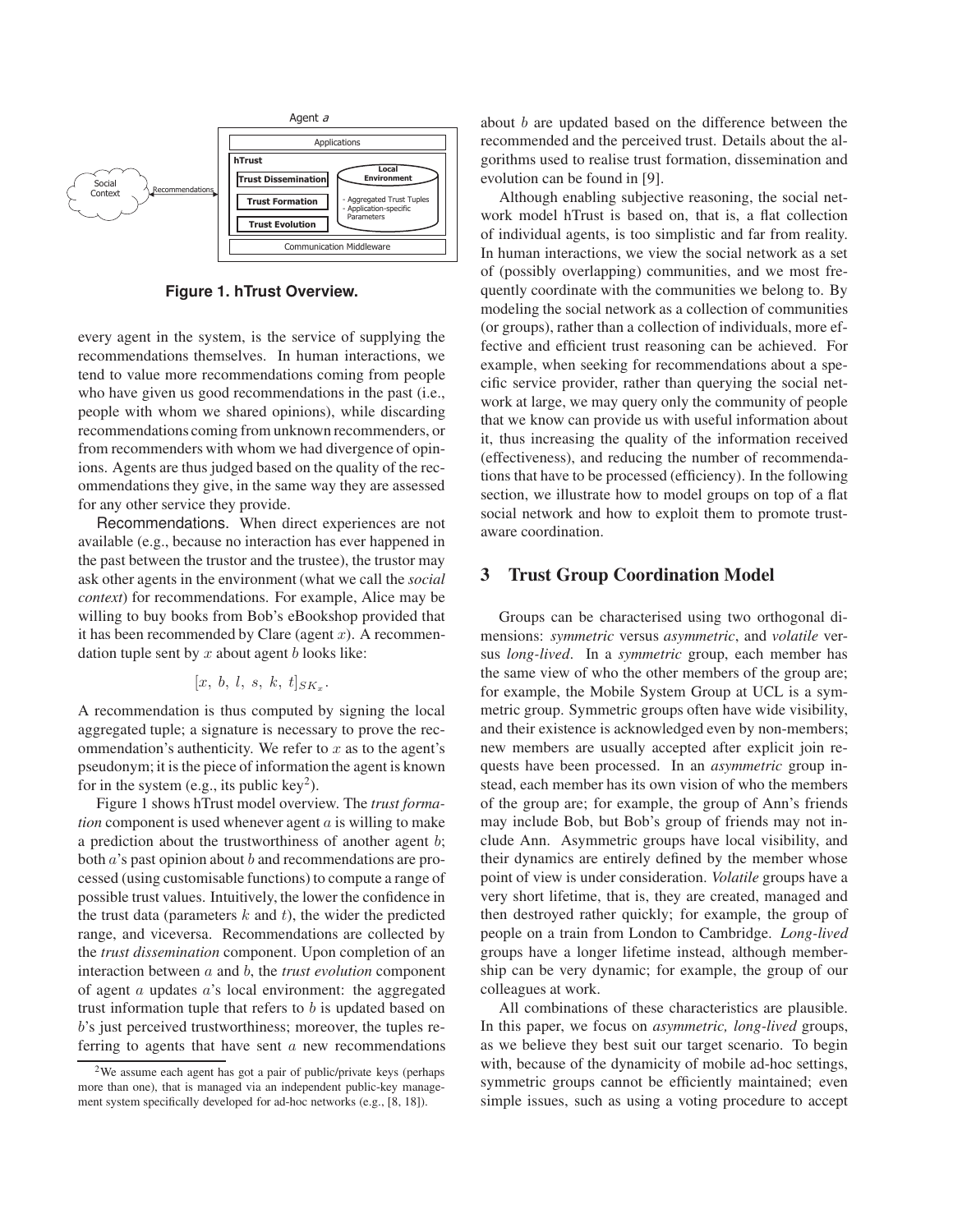Agent $a$

Applications

hTrust

Trust Dissemination

Trust Formation

Trust Evolution

Local Environment

- Aggregated Trust Tuples
- Application-specific Parameters

Social Context

Recommendations

Communication Middleware

**Figure 1. hTrust Overview.**

every agent in the system, is the service of supplying the recommendations themselves. In human interactions, we tend to value more recommendations coming from people who have given us good recommendations in the past (i.e., people with whom we shared opinions), while discarding recommendations coming from unknown recommenders, or from recommenders with whom we had divergence of opinions. Agents are thus judged based on the quality of the recommendations they give, in the same way they are assessed for any other service they provide.

Recommendations. When direct experiences are not available (e.g., because no interaction has ever happened in the past between the trustor and the trustee), the trustor may ask other agents in the environment (what we call the *social context*) for recommendations. For example, Alice may be willing to buy books from Bob's eBookshop provided that it has been recommended by Clare (agent $x$). A recommendation tuple sent by $x$ about agent $b$ looks like:

$$[x,\ b,\ l,\ s,\ k,\ t]_{SK_x}.$$

A recommendation is thus computed by signing the local aggregated tuple; a signature is necessary to prove the recommendation's authenticity. We refer to $x$ as to the agent's pseudonym; it is the piece of information the agent is known for in the system (e.g., its public key[2]).

Figure 1 shows hTrust model overview. The *trust formation* component is used whenever agent $a$ is willing to make a prediction about the trustworthiness of another agent $b$; both $a$'s past opinion about $b$ and recommendations are processed (using customisable functions) to compute a range of possible trust values. Intuitively, the lower the confidence in the trust data (parameters $k$ and $t$), the wider the predicted range, and viceversa. Recommendations are collected by the *trust dissemination* component. Upon completion of an interaction between $a$ and $b$, the *trust evolution* component of agent $a$ updates $a$'s local environment: the aggregated trust information tuple that refers to $b$ is updated based on $b$'s just perceived trustworthiness; moreover, the tuples referring to agents that have sent $a$ new recommendations about $b$ are updated based on the difference between the recommended and the perceived trust. Details about the algorithms used to realise trust formation, dissemination and evolution can be found in [9].

Although enabling subjective reasoning, the social network model hTrust is based on, that is, a flat collection of individual agents, is too simplistic and far from reality. In human interactions, we view the social network as a set of (possibly overlapping) communities, and we most frequently coordinate with the communities we belong to. By modeling the social network as a collection of communities (or groups), rather than a collection of individuals, more effective and efficient trust reasoning can be achieved. For example, when seeking for recommendations about a specific service provider, rather than querying the social network at large, we may query only the community of people that we know can provide us with useful information about it, thus increasing the quality of the information received (effectiveness), and reducing the number of recommendations that have to be processed (efficiency). In the following section, we illustrate how to model groups on top of a flat social network and how to exploit them to promote trust-aware coordination.

## 3 Trust Group Coordination Model

Groups can be characterised using two orthogonal dimensions: *symmetric* versus *asymmetric*, and *volatile* versus *long-lived*. In a *symmetric* group, each member has the same view of who the other members of the group are; for example, the Mobile System Group at UCL is a symmetric group. Symmetric groups often have wide visibility, and their existence is acknowledged even by non-members; new members are usually accepted after explicit join requests have been processed. In an *asymmetric* group instead, each member has its own vision of who the members of the group are; for example, the group of Ann's friends may include Bob, but Bob's group of friends may not include Ann. Asymmetric groups have local visibility, and their dynamics are entirely defined by the member whose point of view is under consideration. *Volatile* groups have a very short lifetime, that is, they are created, managed and then destroyed rather quickly; for example, the group of people on a train from London to Cambridge. *Long-lived* groups have a longer lifetime instead, although membership can be very dynamic; for example, the group of our colleagues at work.

All combinations of these characteristics are plausible. In this paper, we focus on *asymmetric, long-lived* groups, as we believe they best suit our target scenario. To begin with, because of the dynamicity of mobile ad-hoc settings, symmetric groups cannot be efficiently maintained; even simple issues, such as using a voting procedure to accept

[2] We assume each agent has got a pair of public/private keys (perhaps more than one), that is managed via an independent public-key management system specifically developed for ad-hoc networks (e.g., [8, 18]).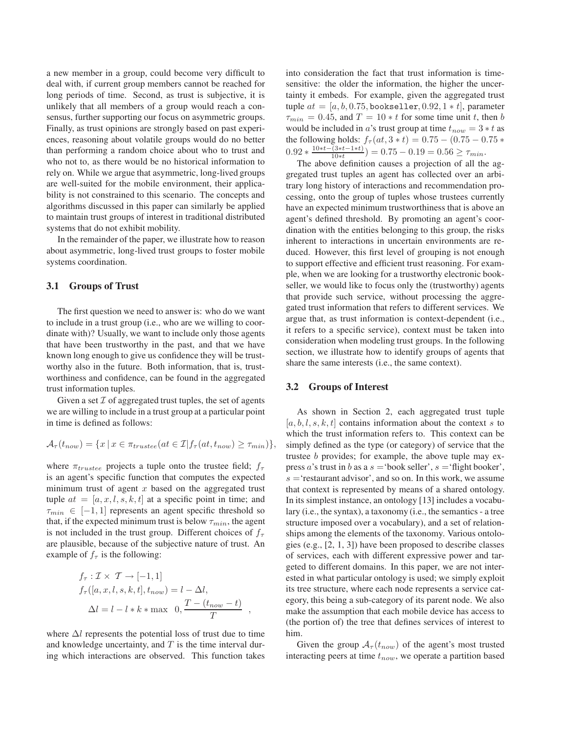a new member in a group, could become very difficult to deal with, if current group members cannot be reached for long periods of time. Second, as trust is subjective, it is unlikely that all members of a group would reach a consensus, further supporting our focus on asymmetric groups. Finally, as trust opinions are strongly based on past experiences, reasoning about volatile groups would do no better than performing a random choice about who to trust and who not to, as there would be no historical information to rely on. While we argue that asymmetric, long-lived groups are well-suited for the mobile environment, their applicability is not constrained to this scenario. The concepts and algorithms discussed in this paper can similarly be applied to maintain trust groups of interest in traditional distributed systems that do not exhibit mobility.

In the remainder of the paper, we illustrate how to reason about asymmetric, long-lived trust groups to foster mobile systems coordination.

### 3.1 Groups of Trust

The first question we need to answer is: who do we want to include in a trust group (i.e., who are we willing to coordinate with)? Usually, we want to include only those agents that have been trustworthy in the past, and that we have known long enough to give us confidence they will be trustworthy also in the future. Both information, that is, trustworthiness and confidence, can be found in the aggregated trust information tuples.

Given a set $\mathcal{I}$ of aggregated trust tuples, the set of agents we are willing to include in a trust group at a particular point in time is defined as follows:

$$\mathcal{A}_\tau(t_{now}) = \{x \mid x \in \pi_{trustee}(at \in \mathcal{I} \mid f_\tau(at, t_{now}) \geq \tau_{min})\},$$

where $\pi_{trustee}$ projects a tuple onto the trustee field; $f_\tau$ is an agent's specific function that computes the expected minimum trust of agent $x$ based on the aggregated trust tuple $at = [a, x, l, s, k, t]$ at a specific point in time; and $\tau_{min} \in [-1, 1]$ represents an agent specific threshold so that, if the expected minimum trust is below $\tau_{min}$, the agent is not included in the trust group. Different choices of $f_\tau$ are plausible, because of the subjective nature of trust. An example of $f_\tau$ is the following:

$$\begin{aligned}
&f_\tau : \mathcal{I} \times \mathcal{T} \rightarrow [-1, 1] \\
&f_\tau([a, x, l, s, k, t], t_{now}) = l - \Delta l, \\
&\Delta l = l - l * k * \max\left(0, \frac{T - (t_{now} - t)}{T}\right),
\end{aligned}$$

where $\Delta l$ represents the potential loss of trust due to time and knowledge uncertainty, and $T$ is the time interval during which interactions are observed. This function takes into consideration the fact that trust information is time-sensitive: the older the information, the higher the uncertainty it embeds. For example, given the aggregated trust tuple $at = [a, b, 0.75, \texttt{bookseller}, 0.92, 1 * t]$, parameter $\tau_{min} = 0.45$, and $T = 10 * t$ for some time unit $t$, then $b$ would be included in $a$'s trust group at time $t_{now} = 3 * t$ as the following holds: $f_\tau(at, 3 * t) = 0.75 - (0.75 - 0.75 * 0.92 * \frac{10*t-(3*t-1*t)}{10*t}) = 0.75 - 0.19 = 0.56 \geq \tau_{min}$.

The above definition causes a projection of all the aggregated trust tuples an agent has collected over an arbitrary long history of interactions and recommendation processing, onto the group of tuples whose trustees currently have an expected minimum trustworthiness that is above an agent's defined threshold. By promoting an agent's coordination with the entities belonging to this group, the risks inherent to interactions in uncertain environments are reduced. However, this first level of grouping is not enough to support effective and efficient trust reasoning. For example, when we are looking for a trustworthy electronic bookseller, we would like to focus only the (trustworthy) agents that provide such service, without processing the aggregated trust information that refers to different services. We argue that, as trust information is context-dependent (i.e., it refers to a specific service), context must be taken into consideration when modeling trust groups. In the following section, we illustrate how to identify groups of agents that share the same interests (i.e., the same context).

### 3.2 Groups of Interest

As shown in Section 2, each aggregated trust tuple $[a, b, l, s, k, t]$ contains information about the context $s$ to which the trust information refers to. This context can be simply defined as the type (or category) of service that the trustee $b$ provides; for example, the above tuple may express $a$'s trust in $b$ as a $s =$'book seller', $s =$'flight booker', $s =$'restaurant advisor', and so on. In this work, we assume that context is represented by means of a shared ontology. In its simplest instance, an ontology [13] includes a vocabulary (i.e., the syntax), a taxonomy (i.e., the semantics - a tree structure imposed over a vocabulary), and a set of relationships among the elements of the taxonomy. Various ontologies (e.g., [2, 1, 3]) have been proposed to describe classes of services, each with different expressive power and targeted to different domains. In this paper, we are not interested in what particular ontology is used; we simply exploit its tree structure, where each node represents a service category, this being a sub-category of its parent node. We also make the assumption that each mobile device has access to (the portion of) the tree that defines services of interest to him.

Given the group $\mathcal{A}_\tau(t_{now})$ of the agent's most trusted interacting peers at time $t_{now}$, we operate a partition based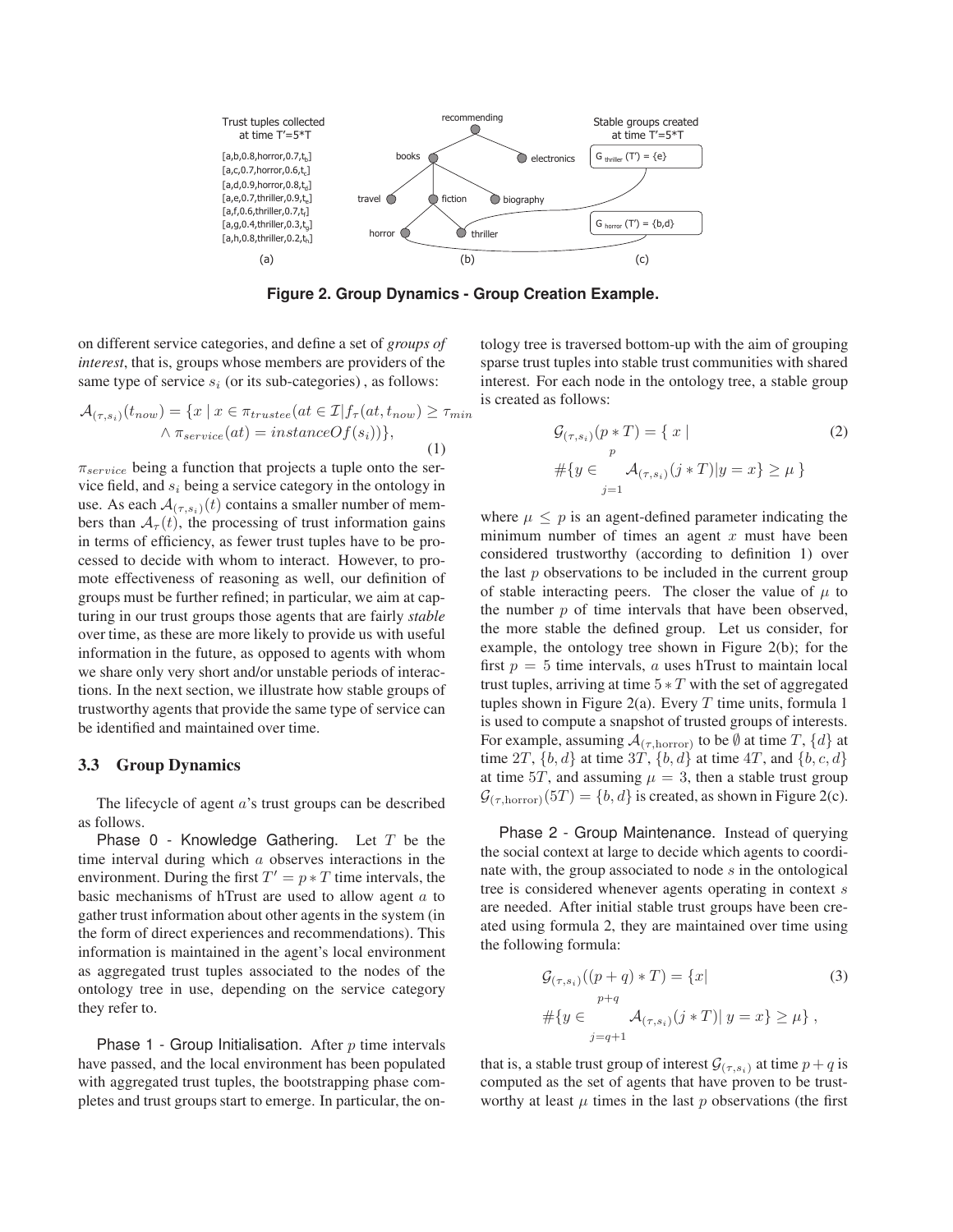Trust tuples collected at time T'=5*T

[a,b,0.8,horror,0.7,$t_b$]
[a,c,0.7,horror,0.6,$t_c$]
[a,d,0.9,horror,0.8,$t_d$]
[a,e,0.7,thriller,0.9,$t_e$]
[a,f,0.6,thriller,0.7,$t_f$]
[a,g,0.4,thriller,0.3,$t_g$]
[a,h,0.8,thriller,0.2,$t_h$]

(a)

recommending
books
electronics
travel
fiction
biography
horror
thriller

(b)

Stable groups created at time T'=5*T

G $_{\text{thriller}}$ (T') = {e}

G $_{\text{horror}}$ (T') = {b,d}

(c)

**Figure 2. Group Dynamics - Group Creation Example.**

on different service categories, and define a set of *groups of interest*, that is, groups whose members are providers of the same type of service $s_i$ (or its sub-categories) , as follows:

$$\mathcal{A}_{(\tau,s_i)}(t_{now}) = \{x \mid x \in \pi_{trustee}(at \in \mathcal{I} | f_\tau(at, t_{now}) \geq \tau_{min} \wedge \pi_{service}(at) = instanceOf(s_i))\}, \quad (1)$$

$\pi_{service}$ being a function that projects a tuple onto the service field, and $s_i$ being a service category in the ontology in use. As each $\mathcal{A}_{(\tau,s_i)}(t)$ contains a smaller number of members than $\mathcal{A}_\tau(t)$, the processing of trust information gains in terms of efficiency, as fewer trust tuples have to be processed to decide with whom to interact. However, to promote effectiveness of reasoning as well, our definition of groups must be further refined; in particular, we aim at capturing in our trust groups those agents that are fairly *stable* over time, as these are more likely to provide us with useful information in the future, as opposed to agents with whom we share only very short and/or unstable periods of interactions. In the next section, we illustrate how stable groups of trustworthy agents that provide the same type of service can be identified and maintained over time.

### 3.3 Group Dynamics

The lifecycle of agent $a$'s trust groups can be described as follows.

Phase 0 - Knowledge Gathering. Let $T$ be the time interval during which $a$ observes interactions in the environment. During the first $T' = p * T$ time intervals, the basic mechanisms of hTrust are used to allow agent $a$ to gather trust information about other agents in the system (in the form of direct experiences and recommendations). This information is maintained in the agent's local environment as aggregated trust tuples associated to the nodes of the ontology tree in use, depending on the service category they refer to.

Phase 1 - Group Initialisation. After $p$ time intervals have passed, and the local environment has been populated with aggregated trust tuples, the bootstrapping phase completes and trust groups start to emerge. In particular, the ontology tree is traversed bottom-up with the aim of grouping sparse trust tuples into stable trust communities with shared interest. For each node in the ontology tree, a stable group is created as follows:

$$\mathcal{G}_{(\tau,s_i)}(p * T) = \{\, x \mid \#\{y \in \biguplus_{j=1}^{p} \mathcal{A}_{(\tau,s_i)}(j * T) | y = x\} \geq \mu \,\} \quad (2)$$

where $\mu \leq p$ is an agent-defined parameter indicating the minimum number of times an agent $x$ must have been considered trustworthy (according to definition 1) over the last $p$ observations to be included in the current group of stable interacting peers. The closer the value of $\mu$ to the number $p$ of time intervals that have been observed, the more stable the defined group. Let us consider, for example, the ontology tree shown in Figure 2(b); for the first $p = 5$ time intervals, $a$ uses hTrust to maintain local trust tuples, arriving at time $5 * T$ with the set of aggregated tuples shown in Figure 2(a). Every $T$ time units, formula 1 is used to compute a snapshot of trusted groups of interests. For example, assuming $\mathcal{A}_{(\tau,\text{horror})}$ to be $\emptyset$ at time $T$, $\{d\}$ at time $2T$, $\{b, d\}$ at time $3T$, $\{b, d\}$ at time $4T$, and $\{b, c, d\}$ at time $5T$, and assuming $\mu = 3$, then a stable trust group $\mathcal{G}_{(\tau,\text{horror})}(5T) = \{b, d\}$ is created, as shown in Figure 2(c).

Phase 2 - Group Maintenance. Instead of querying the social context at large to decide which agents to coordinate with, the group associated to node $s$ in the ontological tree is considered whenever agents operating in context $s$ are needed. After initial stable trust groups have been created using formula 2, they are maintained over time using the following formula:

$$\mathcal{G}_{(\tau,s_i)}((p+q) * T) = \{x \mid \#\{y \in \biguplus_{j=q+1}^{p+q} \mathcal{A}_{(\tau,s_i)}(j * T) |\, y = x\} \geq \mu\}\,, \quad (3)$$

that is, a stable trust group of interest $\mathcal{G}_{(\tau,s_i)}$ at time $p + q$ is computed as the set of agents that have proven to be trustworthy at least $\mu$ times in the last $p$ observations (the first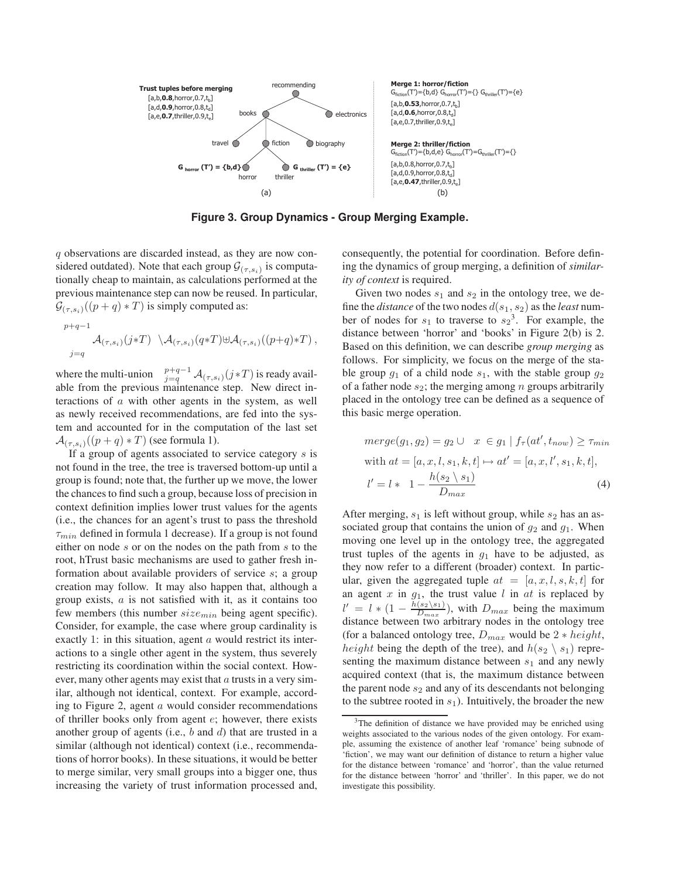Trust tuples before merging

[a,b,**0.8**,horror,0.7,$t_b$]

[a,d,**0.9**,horror,0.8,$t_d$]

[a,e,**0.7**,thriller,0.9,$t_e$]

recommending

books

electronics

travel

fiction

biography

**G horror (T') = {b,d}**

**G thriller (T') = {e}**

horror

thriller

(a)

**Merge 1: horror/fiction**

$G_{fiction}$(T')={b,d} $G_{horror}$(T')={} $G_{thriller}$(T')={e}

[a,b,**0.53**,horror,0.7,$t_b$]

[a,d,**0.6**,horror,0.8,$t_d$]

[a,e,0.7,thriller,0.9,$t_e$]

**Merge 2: thriller/fiction**

$G_{fiction}$(T')={b,d,e} $G_{horror}$(T')=$G_{thriller}$(T')={}

[a,b,0.8,horror,0.7,$t_b$]

[a,d,0.9,horror,0.8,$t_d$]

[a,e,**0.47**,thriller,0.9,$t_e$]

(b)

**Figure 3. Group Dynamics - Group Merging Example.**

$q$ observations are discarded instead, as they are now considered outdated). Note that each group $\mathcal{G}_{(\tau,s_i)}$ is computationally cheap to maintain, as calculations performed at the previous maintenance step can now be reused. In particular, $\mathcal{G}_{(\tau,s_i)}((p+q)*T)$ is simply computed as:

$$\biguplus_{j=q}^{p+q-1} \mathcal{A}_{(\tau,s_i)}(j*T) \ \setminus \mathcal{A}_{(\tau,s_i)}(q*T) \uplus \mathcal{A}_{(\tau,s_i)}((p+q)*T)\,,$$

where the multi-union $\biguplus_{j=q}^{p+q-1} \mathcal{A}_{(\tau,s_i)}(j*T)$ is ready available from the previous maintenance step. New direct interactions of $a$ with other agents in the system, as well as newly received recommendations, are fed into the system and accounted for in the computation of the last set $\mathcal{A}_{(\tau,s_i)}((p+q)*T)$ (see formula 1).

If a group of agents associated to service category $s$ is not found in the tree, the tree is traversed bottom-up until a group is found; note that, the further up we move, the lower the chances to find such a group, because loss of precision in context definition implies lower trust values for the agents (i.e., the chances for an agent's trust to pass the threshold $\tau_{min}$ defined in formula 1 decrease). If a group is not found either on node $s$ or on the nodes on the path from $s$ to the root, hTrust basic mechanisms are used to gather fresh information about available providers of service $s$; a group creation may follow. It may also happen that, although a group exists, $a$ is not satisfied with it, as it contains too few members (this number $size_{min}$ being agent specific). Consider, for example, the case where group cardinality is exactly 1: in this situation, agent $a$ would restrict its interactions to a single other agent in the system, thus severely restricting its coordination within the social context. However, many other agents may exist that $a$ trusts in a very similar, although not identical, context. For example, according to Figure 2, agent $a$ would consider recommendations of thriller books only from agent $e$; however, there exists another group of agents (i.e., $b$ and $d$) that are trusted in a similar (although not identical) context (i.e., recommendations of horror books). In these situations, it would be better to merge similar, very small groups into a bigger one, thus increasing the variety of trust information processed and, consequently, the potential for coordination. Before defining the dynamics of group merging, a definition of *similarity of context* is required.

Given two nodes $s_1$ and $s_2$ in the ontology tree, we define the *distance* of the two nodes $d(s_1, s_2)$ as the *least* number of nodes for $s_1$ to traverse to $s_2$[3]. For example, the distance between 'horror' and 'books' in Figure 2(b) is 2. Based on this definition, we can describe *group merging* as follows. For simplicity, we focus on the merge of the stable group $g_1$ of a child node $s_1$, with the stable group $g_2$ of a father node $s_2$; the merging among $n$ groups arbitrarily placed in the ontology tree can be defined as a sequence of this basic merge operation.

$$\begin{aligned}
& merge(g_1, g_2) = g_2 \cup \ \{x \in g_1 \mid f_\tau(at', t_{now}) \geq \tau_{min}\} \\
& \text{with } at = [a, x, l, s_1, k, t] \mapsto at' = [a, x, l', s_1, k, t], \\
& l' = l * \left(1 - \frac{h(s_2 \setminus s_1)}{D_{max}}\right) \qquad (4)
\end{aligned}$$

After merging, $s_1$ is left without group, while $s_2$ has an associated group that contains the union of $g_2$ and $g_1$. When moving one level up in the ontology tree, the aggregated trust tuples of the agents in $g_1$ have to be adjusted, as they now refer to a different (broader) context. In particular, given the aggregated tuple $at = [a, x, l, s, k, t]$ for an agent $x$ in $g_1$, the trust value $l$ in $at$ is replaced by $l' = l * (1 - \frac{h(s_2 \setminus s_1)}{D_{max}})$, with $D_{max}$ being the maximum distance between two arbitrary nodes in the ontology tree (for a balanced ontology tree, $D_{max}$ would be $2 * height$, $height$ being the depth of the tree), and $h(s_2 \setminus s_1)$ representing the maximum distance between $s_1$ and any newly acquired context (that is, the maximum distance between the parent node $s_2$ and any of its descendants not belonging to the subtree rooted in $s_1$). Intuitively, the broader the new

[3] The definition of distance we have provided may be enriched using weights associated to the various nodes of the given ontology. For example, assuming the existence of another leaf 'romance' being subnode of 'fiction', we may want our definition of distance to return a higher value for the distance between 'romance' and 'horror', than the value returned for the distance between 'horror' and 'thriller'. In this paper, we do not investigate this possibility.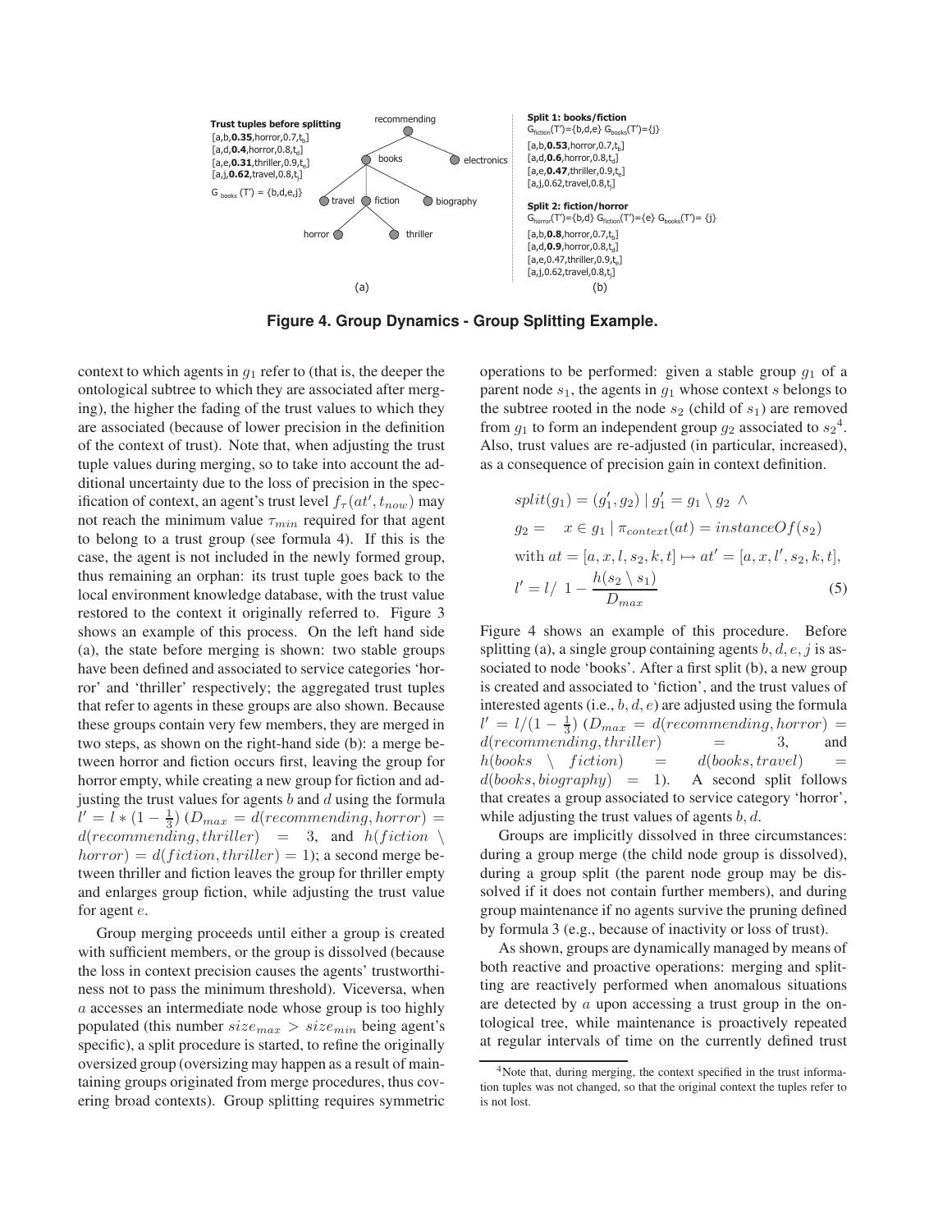Trust tuples before splitting
[a,b,**0.35**,horror,0.7,$t_b$]
[a,d,**0.4**,horror,0.8,$t_d$]
[a,e,**0.31**,thriller,0.9,$t_e$]
[a,j,**0.62**,travel,0.8,$t_j$]
$G_{books}(T') = \{b,d,e,j\}$

recommending
books
electronics
travel
fiction
biography
horror
thriller

(a)

**Split 1: books/fiction**
$G_{fiction}(T')=\{b,d,e\}$ $G_{books}(T')=\{j\}$
[a,b,**0.53**,horror,0.7,$t_b$]
[a,d,**0.6**,horror,0.8,$t_d$]
[a,e,**0.47**,thriller,0.9,$t_e$]
[a,j,0.62,travel,0.8,$t_j$]

**Split 2: fiction/horror**
$G_{horror}(T')=\{b,d\}$ $G_{fiction}(T')=\{e\}$ $G_{books}(T')=\{j\}$
[a,b,**0.8**,horror,0.7,$t_b$]
[a,d,**0.9**,horror,0.8,$t_d$]
[a,e,0.47,thriller,0.9,$t_e$]
[a,j,0.62,travel,0.8,$t_j$]

(b)

**Figure 4. Group Dynamics - Group Splitting Example.**

context to which agents in $g_1$ refer to (that is, the deeper the ontological subtree to which they are associated after merging), the higher the fading of the trust values to which they are associated (because of lower precision in the definition of the context of trust). Note that, when adjusting the trust tuple values during merging, so to take into account the additional uncertainty due to the loss of precision in the specification of context, an agent's trust level $f_\tau(at', t_{now})$ may not reach the minimum value $\tau_{min}$ required for that agent to belong to a trust group (see formula 4). If this is the case, the agent is not included in the newly formed group, thus remaining an orphan: its trust tuple goes back to the local environment knowledge database, with the trust value restored to the context it originally referred to. Figure 3 shows an example of this process. On the left hand side (a), the state before merging is shown: two stable groups have been defined and associated to service categories 'horror' and 'thriller' respectively; the aggregated trust tuples that refer to agents in these groups are also shown. Because these groups contain very few members, they are merged in two steps, as shown on the right-hand side (b): a merge between horror and fiction occurs first, leaving the group for horror empty, while creating a new group for fiction and adjusting the trust values for agents $b$ and $d$ using the formula $l' = l * (1 - \frac{1}{3})$ ($D_{max} = d(recommending, horror) = d(recommending, thriller) = 3$, and $h(fiction \setminus horror) = d(fiction, thriller) = 1$); a second merge between thriller and fiction leaves the group for thriller empty and enlarges group fiction, while adjusting the trust value for agent $e$.

Group merging proceeds until either a group is created with sufficient members, or the group is dissolved (because the loss in context precision causes the agents' trustworthiness not to pass the minimum threshold). Viceversa, when $a$ accesses an intermediate node whose group is too highly populated (this number $size_{max} > size_{min}$ being agent's specific), a split procedure is started, to refine the originally oversized group (oversizing may happen as a result of maintaining groups originated from merge procedures, thus covering broad contexts). Group splitting requires symmetric operations to be performed: given a stable group $g_1$ of a parent node $s_1$, the agents in $g_1$ whose context $s$ belongs to the subtree rooted in the node $s_2$ (child of $s_1$) are removed from $g_1$ to form an independent group $g_2$ associated to $s_2$[4]. Also, trust values are re-adjusted (in particular, increased), as a consequence of precision gain in context definition.

$$
\begin{aligned}
& split(g_1) = (g_1', g_2) \mid g_1' = g_1 \setminus g_2 \ \wedge \\
& g_2 = \quad x \in g_1 \mid \pi_{context}(at) = instanceOf(s_2) \\
& \text{with } at = [a, x, l, s_2, k, t] \mapsto at' = [a, x, l', s_2, k, t], \\
& l' = l / \ 1 - \frac{h(s_2 \setminus s_1)}{D_{max}}
\end{aligned} \tag{5}
$$

Figure 4 shows an example of this procedure. Before splitting (a), a single group containing agents $b, d, e, j$ is associated to node 'books'. After a first split (b), a new group is created and associated to 'fiction', and the trust values of interested agents (i.e., $b, d, e$) are adjusted using the formula $l' = l/(1 - \frac{1}{3})$ ($D_{max} = d(recommending, horror) = d(recommending, thriller) = 3$, and $h(books \setminus fiction) = d(books, travel) = d(books, biography) = 1$). A second split follows that creates a group associated to service category 'horror', while adjusting the trust values of agents $b, d$.

Groups are implicitly dissolved in three circumstances: during a group merge (the child node group is dissolved), during a group split (the parent node group may be dissolved if it does not contain further members), and during group maintenance if no agents survive the pruning defined by formula 3 (e.g., because of inactivity or loss of trust).

As shown, groups are dynamically managed by means of both reactive and proactive operations: merging and splitting are reactively performed when anomalous situations are detected by $a$ upon accessing a trust group in the ontological tree, while maintenance is proactively repeated at regular intervals of time on the currently defined trust

[4]Note that, during merging, the context specified in the trust information tuples was not changed, so that the original context the tuples refer to is not lost.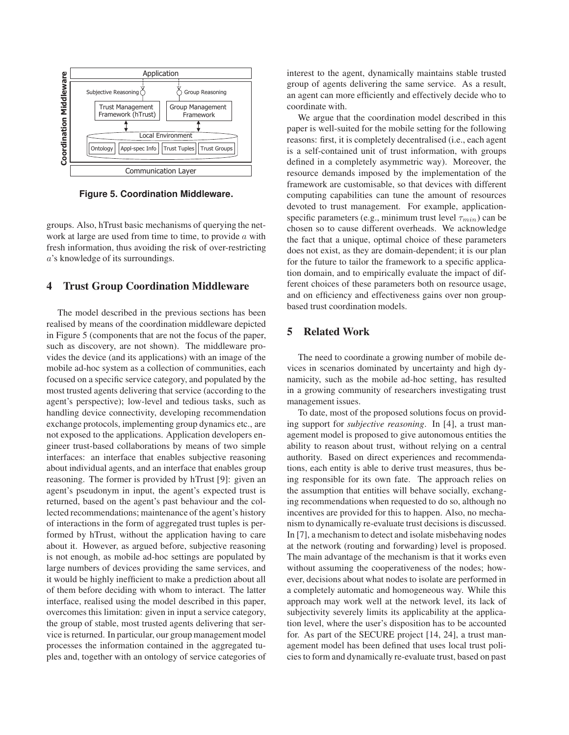Application

Coordination Middleware

Subjective Reasoning

Group Reasoning

Trust Management Framework (hTrust)

Group Management Framework

Local Environment

Ontology

Appl-spec Info

Trust Tuples

Trust Groups

Communication Layer

**Figure 5. Coordination Middleware.**

groups. Also, hTrust basic mechanisms of querying the network at large are used from time to time, to provide $a$ with fresh information, thus avoiding the risk of over-restricting $a$'s knowledge of its surroundings.

## 4 Trust Group Coordination Middleware

The model described in the previous sections has been realised by means of the coordination middleware depicted in Figure 5 (components that are not the focus of the paper, such as discovery, are not shown). The middleware provides the device (and its applications) with an image of the mobile ad-hoc system as a collection of communities, each focused on a specific service category, and populated by the most trusted agents delivering that service (according to the agent's perspective); low-level and tedious tasks, such as handling device connectivity, developing recommendation exchange protocols, implementing group dynamics etc., are not exposed to the applications. Application developers engineer trust-based collaborations by means of two simple interfaces: an interface that enables subjective reasoning about individual agents, and an interface that enables group reasoning. The former is provided by hTrust [9]: given an agent's pseudonym in input, the agent's expected trust is returned, based on the agent's past behaviour and the collected recommendations; maintenance of the agent's history of interactions in the form of aggregated trust tuples is performed by hTrust, without the application having to care about it. However, as argued before, subjective reasoning is not enough, as mobile ad-hoc settings are populated by large numbers of devices providing the same services, and it would be highly inefficient to make a prediction about all of them before deciding with whom to interact. The latter interface, realised using the model described in this paper, overcomes this limitation: given in input a service category, the group of stable, most trusted agents delivering that service is returned. In particular, our group management model processes the information contained in the aggregated tuples and, together with an ontology of service categories of interest to the agent, dynamically maintains stable trusted group of agents delivering the same service. As a result, an agent can more efficiently and effectively decide who to coordinate with.

We argue that the coordination model described in this paper is well-suited for the mobile setting for the following reasons: first, it is completely decentralised (i.e., each agent is a self-contained unit of trust information, with groups defined in a completely asymmetric way). Moreover, the resource demands imposed by the implementation of the framework are customisable, so that devices with different computing capabilities can tune the amount of resources devoted to trust management. For example, application-specific parameters (e.g., minimum trust level $\tau_{min}$) can be chosen so to cause different overheads. We acknowledge the fact that a unique, optimal choice of these parameters does not exist, as they are domain-dependent; it is our plan for the future to tailor the framework to a specific application domain, and to empirically evaluate the impact of different choices of these parameters both on resource usage, and on efficiency and effectiveness gains over non group-based trust coordination models.

## 5 Related Work

The need to coordinate a growing number of mobile devices in scenarios dominated by uncertainty and high dynamicity, such as the mobile ad-hoc setting, has resulted in a growing community of researchers investigating trust management issues.

To date, most of the proposed solutions focus on providing support for *subjective reasoning*. In [4], a trust management model is proposed to give autonomous entities the ability to reason about trust, without relying on a central authority. Based on direct experiences and recommendations, each entity is able to derive trust measures, thus being responsible for its own fate. The approach relies on the assumption that entities will behave socially, exchanging recommendations when requested to do so, although no incentives are provided for this to happen. Also, no mechanism to dynamically re-evaluate trust decisions is discussed. In [7], a mechanism to detect and isolate misbehaving nodes at the network (routing and forwarding) level is proposed. The main advantage of the mechanism is that it works even without assuming the cooperativeness of the nodes; however, decisions about what nodes to isolate are performed in a completely automatic and homogeneous way. While this approach may work well at the network level, its lack of subjectivity severely limits its applicability at the application level, where the user's disposition has to be accounted for. As part of the SECURE project [14, 24], a trust management model has been defined that uses local trust policies to form and dynamically re-evaluate trust, based on past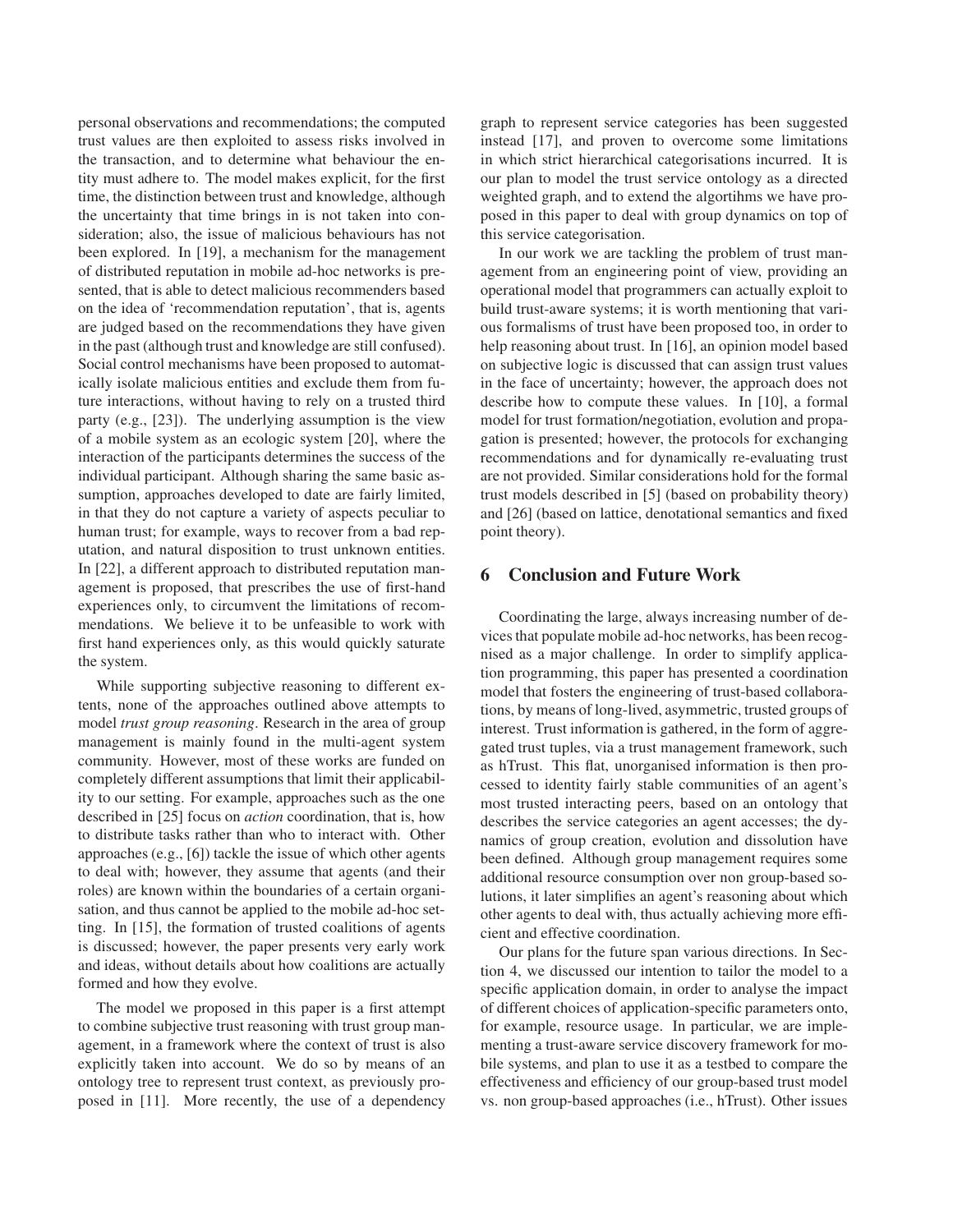personal observations and recommendations; the computed trust values are then exploited to assess risks involved in the transaction, and to determine what behaviour the entity must adhere to. The model makes explicit, for the first time, the distinction between trust and knowledge, although the uncertainty that time brings in is not taken into consideration; also, the issue of malicious behaviours has not been explored. In [19], a mechanism for the management of distributed reputation in mobile ad-hoc networks is presented, that is able to detect malicious recommenders based on the idea of 'recommendation reputation', that is, agents are judged based on the recommendations they have given in the past (although trust and knowledge are still confused). Social control mechanisms have been proposed to automatically isolate malicious entities and exclude them from future interactions, without having to rely on a trusted third party (e.g., [23]). The underlying assumption is the view of a mobile system as an ecologic system [20], where the interaction of the participants determines the success of the individual participant. Although sharing the same basic assumption, approaches developed to date are fairly limited, in that they do not capture a variety of aspects peculiar to human trust; for example, ways to recover from a bad reputation, and natural disposition to trust unknown entities. In [22], a different approach to distributed reputation management is proposed, that prescribes the use of first-hand experiences only, to circumvent the limitations of recommendations. We believe it to be unfeasible to work with first hand experiences only, as this would quickly saturate the system.

While supporting subjective reasoning to different extents, none of the approaches outlined above attempts to model *trust group reasoning*. Research in the area of group management is mainly found in the multi-agent system community. However, most of these works are funded on completely different assumptions that limit their applicability to our setting. For example, approaches such as the one described in [25] focus on *action* coordination, that is, how to distribute tasks rather than who to interact with. Other approaches (e.g., [6]) tackle the issue of which other agents to deal with; however, they assume that agents (and their roles) are known within the boundaries of a certain organisation, and thus cannot be applied to the mobile ad-hoc setting. In [15], the formation of trusted coalitions of agents is discussed; however, the paper presents very early work and ideas, without details about how coalitions are actually formed and how they evolve.

The model we proposed in this paper is a first attempt to combine subjective trust reasoning with trust group management, in a framework where the context of trust is also explicitly taken into account. We do so by means of an ontology tree to represent trust context, as previously proposed in [11]. More recently, the use of a dependency graph to represent service categories has been suggested instead [17], and proven to overcome some limitations in which strict hierarchical categorisations incurred. It is our plan to model the trust service ontology as a directed weighted graph, and to extend the algortihms we have proposed in this paper to deal with group dynamics on top of this service categorisation.

In our work we are tackling the problem of trust management from an engineering point of view, providing an operational model that programmers can actually exploit to build trust-aware systems; it is worth mentioning that various formalisms of trust have been proposed too, in order to help reasoning about trust. In [16], an opinion model based on subjective logic is discussed that can assign trust values in the face of uncertainty; however, the approach does not describe how to compute these values. In [10], a formal model for trust formation/negotiation, evolution and propagation is presented; however, the protocols for exchanging recommendations and for dynamically re-evaluating trust are not provided. Similar considerations hold for the formal trust models described in [5] (based on probability theory) and [26] (based on lattice, denotational semantics and fixed point theory).

## 6 Conclusion and Future Work

Coordinating the large, always increasing number of devices that populate mobile ad-hoc networks, has been recognised as a major challenge. In order to simplify application programming, this paper has presented a coordination model that fosters the engineering of trust-based collaborations, by means of long-lived, asymmetric, trusted groups of interest. Trust information is gathered, in the form of aggregated trust tuples, via a trust management framework, such as hTrust. This flat, unorganised information is then processed to identity fairly stable communities of an agent's most trusted interacting peers, based on an ontology that describes the service categories an agent accesses; the dynamics of group creation, evolution and dissolution have been defined. Although group management requires some additional resource consumption over non group-based solutions, it later simplifies an agent's reasoning about which other agents to deal with, thus actually achieving more efficient and effective coordination.

Our plans for the future span various directions. In Section 4, we discussed our intention to tailor the model to a specific application domain, in order to analyse the impact of different choices of application-specific parameters onto, for example, resource usage. In particular, we are implementing a trust-aware service discovery framework for mobile systems, and plan to use it as a testbed to compare the effectiveness and efficiency of our group-based trust model vs. non group-based approaches (i.e., hTrust). Other issues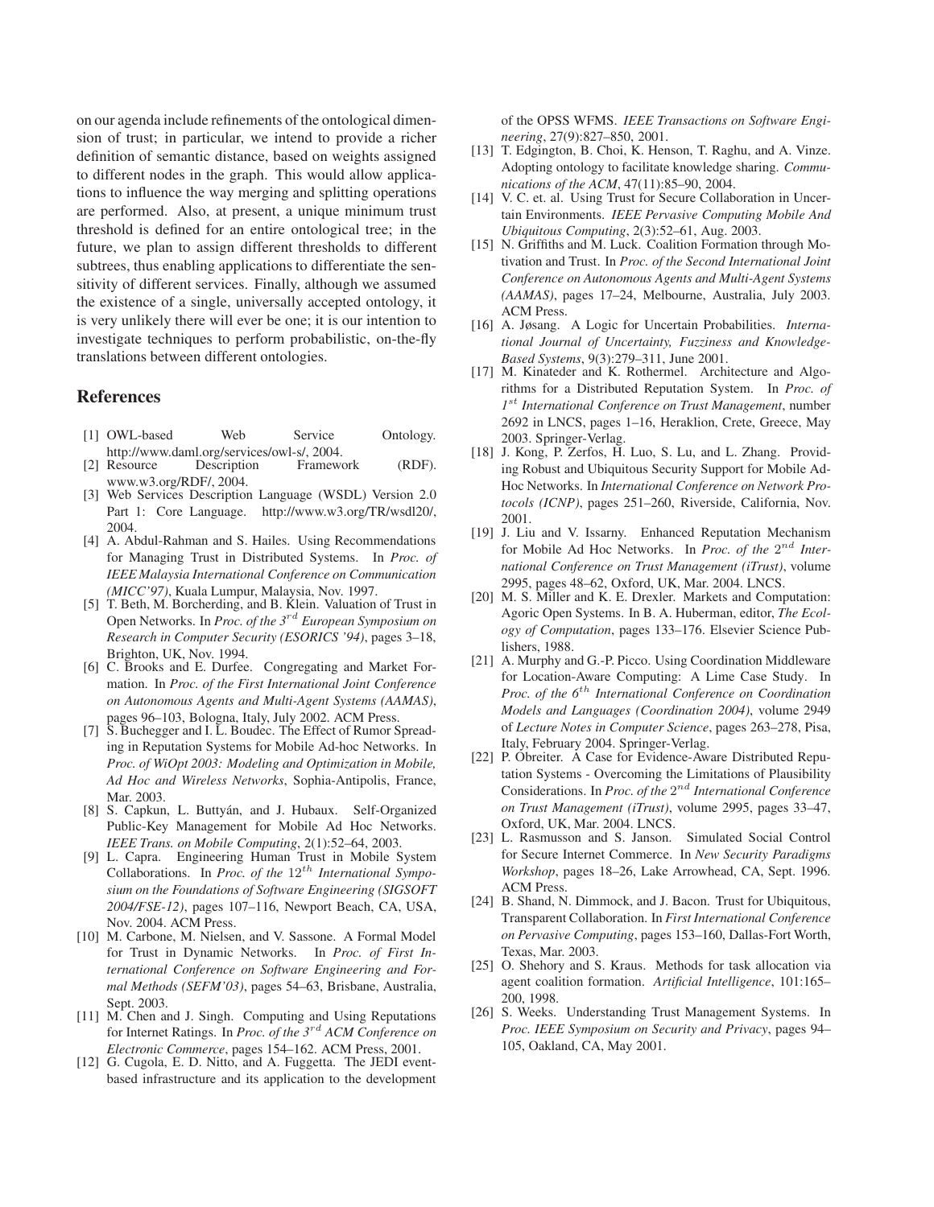on our agenda include refinements of the ontological dimension of trust; in particular, we intend to provide a richer definition of semantic distance, based on weights assigned to different nodes in the graph. This would allow applications to influence the way merging and splitting operations are performed. Also, at present, a unique minimum trust threshold is defined for an entire ontological tree; in the future, we plan to assign different thresholds to different subtrees, thus enabling applications to differentiate the sensitivity of different services. Finally, although we assumed the existence of a single, universally accepted ontology, it is very unlikely there will ever be one; it is our intention to investigate techniques to perform probabilistic, on-the-fly translations between different ontologies.

## References

[1] OWL-based Web Service Ontology. http://www.daml.org/services/owl-s/, 2004.

[2] Resource Description Framework (RDF). www.w3.org/RDF/, 2004.

[3] Web Services Description Language (WSDL) Version 2.0 Part 1: Core Language. http://www.w3.org/TR/wsdl20/, 2004.

[4] A. Abdul-Rahman and S. Hailes. Using Recommendations for Managing Trust in Distributed Systems. In *Proc. of IEEE Malaysia International Conference on Communication (MICC'97)*, Kuala Lumpur, Malaysia, Nov. 1997.

[5] T. Beth, M. Borcherding, and B. Klein. Valuation of Trust in Open Networks. In *Proc. of the 3$^{rd}$ European Symposium on Research in Computer Security (ESORICS '94)*, pages 3–18, Brighton, UK, Nov. 1994.

[6] C. Brooks and E. Durfee. Congregating and Market Formation. In *Proc. of the First International Joint Conference on Autonomous Agents and Multi-Agent Systems (AAMAS)*, pages 96–103, Bologna, Italy, July 2002. ACM Press.

[7] S. Buchegger and I. L. Boudec. The Effect of Rumor Spreading in Reputation Systems for Mobile Ad-hoc Networks. In *Proc. of WiOpt 2003: Modeling and Optimization in Mobile, Ad Hoc and Wireless Networks*, Sophia-Antipolis, France, Mar. 2003.

[8] S. Capkun, L. Buttyán, and J. Hubaux. Self-Organized Public-Key Management for Mobile Ad Hoc Networks. *IEEE Trans. on Mobile Computing*, 2(1):52–64, 2003.

[9] L. Capra. Engineering Human Trust in Mobile System Collaborations. In *Proc. of the $12^{th}$ International Symposium on the Foundations of Software Engineering (SIGSOFT 2004/FSE-12)*, pages 107–116, Newport Beach, CA, USA, Nov. 2004. ACM Press.

[10] M. Carbone, M. Nielsen, and V. Sassone. A Formal Model for Trust in Dynamic Networks. In *Proc. of First International Conference on Software Engineering and Formal Methods (SEFM'03)*, pages 54–63, Brisbane, Australia, Sept. 2003.

[11] M. Chen and J. Singh. Computing and Using Reputations for Internet Ratings. In *Proc. of the 3$^{rd}$ ACM Conference on Electronic Commerce*, pages 154–162. ACM Press, 2001.

[12] G. Cugola, E. D. Nitto, and A. Fuggetta. The JEDI event-based infrastructure and its application to the development of the OPSS WFMS. *IEEE Transactions on Software Engineering*, 27(9):827–850, 2001.

[13] T. Edgington, B. Choi, K. Henson, T. Raghu, and A. Vinze. Adopting ontology to facilitate knowledge sharing. *Communications of the ACM*, 47(11):85–90, 2004.

[14] V. C. et. al. Using Trust for Secure Collaboration in Uncertain Environments. *IEEE Pervasive Computing Mobile And Ubiquitous Computing*, 2(3):52–61, Aug. 2003.

[15] N. Griffiths and M. Luck. Coalition Formation through Motivation and Trust. In *Proc. of the Second International Joint Conference on Autonomous Agents and Multi-Agent Systems (AAMAS)*, pages 17–24, Melbourne, Australia, July 2003. ACM Press.

[16] A. Jøsang. A Logic for Uncertain Probabilities. *International Journal of Uncertainty, Fuzziness and Knowledge-Based Systems*, 9(3):279–311, June 2001.

[17] M. Kinateder and K. Rothermel. Architecture and Algorithms for a Distributed Reputation System. In *Proc. of 1$^{st}$ International Conference on Trust Management*, number 2692 in LNCS, pages 1–16, Heraklion, Crete, Greece, May 2003. Springer-Verlag.

[18] J. Kong, P. Zerfos, H. Luo, S. Lu, and L. Zhang. Providing Robust and Ubiquitous Security Support for Mobile Ad-Hoc Networks. In *International Conference on Network Protocols (ICNP)*, pages 251–260, Riverside, California, Nov. 2001.

[19] J. Liu and V. Issarny. Enhanced Reputation Mechanism for Mobile Ad Hoc Networks. In *Proc. of the $2^{nd}$ International Conference on Trust Management (iTrust)*, volume 2995, pages 48–62, Oxford, UK, Mar. 2004. LNCS.

[20] M. S. Miller and K. E. Drexler. Markets and Computation: Agoric Open Systems. In B. A. Huberman, editor, *The Ecology of Computation*, pages 133–176. Elsevier Science Publishers, 1988.

[21] A. Murphy and G.-P. Picco. Using Coordination Middleware for Location-Aware Computing: A Lime Case Study. In *Proc. of the 6$^{th}$ International Conference on Coordination Models and Languages (Coordination 2004)*, volume 2949 of *Lecture Notes in Computer Science*, pages 263–278, Pisa, Italy, February 2004. Springer-Verlag.

[22] P. Obreiter. A Case for Evidence-Aware Distributed Reputation Systems - Overcoming the Limitations of Plausibility Considerations. In *Proc. of the $2^{nd}$ International Conference on Trust Management (iTrust)*, volume 2995, pages 33–47, Oxford, UK, Mar. 2004. LNCS.

[23] L. Rasmusson and S. Janson. Simulated Social Control for Secure Internet Commerce. In *New Security Paradigms Workshop*, pages 18–26, Lake Arrowhead, CA, Sept. 1996. ACM Press.

[24] B. Shand, N. Dimmock, and J. Bacon. Trust for Ubiquitous, Transparent Collaboration. In *First International Conference on Pervasive Computing*, pages 153–160, Dallas-Fort Worth, Texas, Mar. 2003.

[25] O. Shehory and S. Kraus. Methods for task allocation via agent coalition formation. *Artificial Intelligence*, 101:165–200, 1998.

[26] S. Weeks. Understanding Trust Management Systems. In *Proc. IEEE Symposium on Security and Privacy*, pages 94–105, Oakland, CA, May 2001.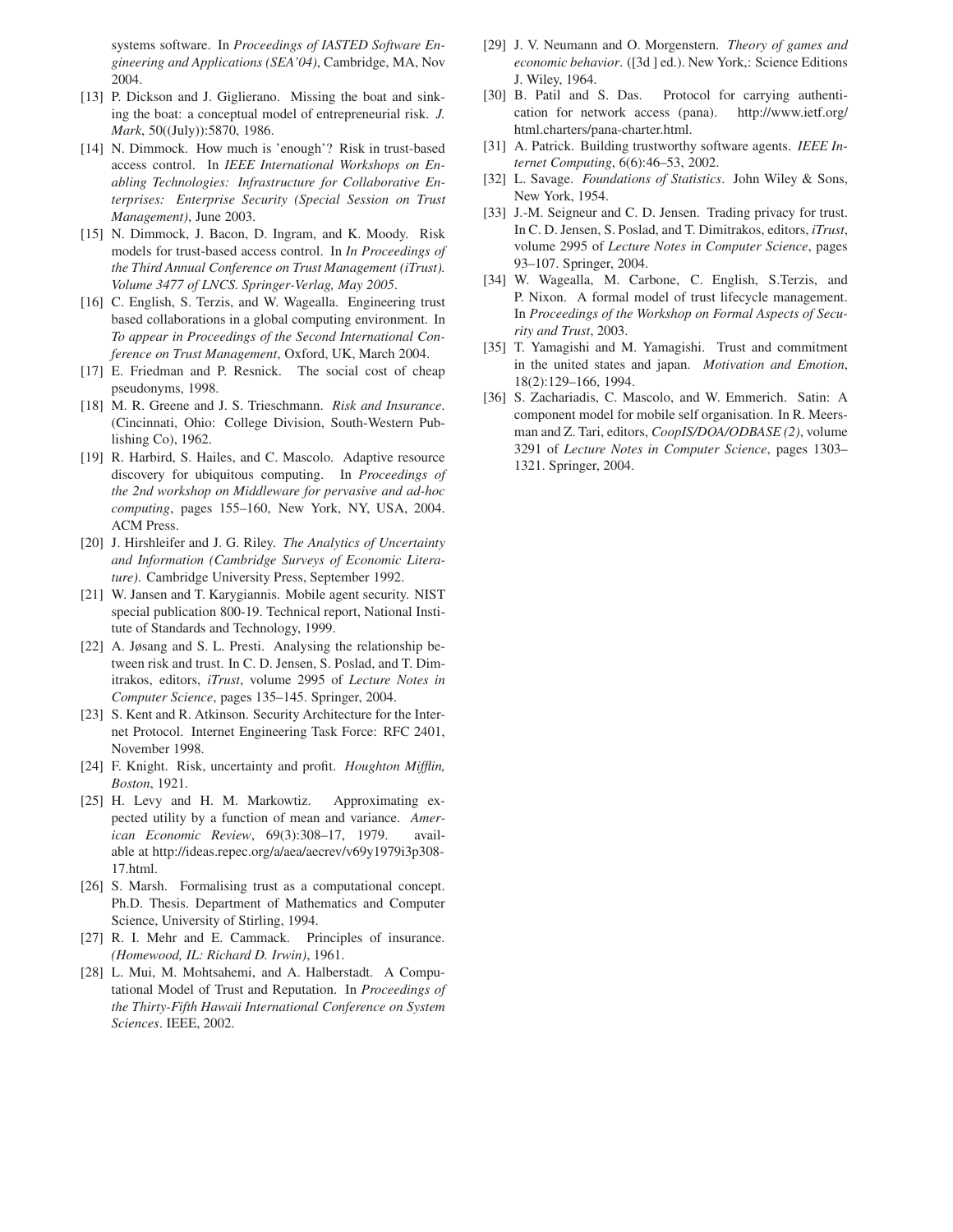systems software. In *Proceedings of IASTED Software Engineering and Applications (SEA'04)*, Cambridge, MA, Nov 2004.

[13] P. Dickson and J. Giglierano. Missing the boat and sinking the boat: a conceptual model of entrepreneurial risk. *J. Mark*, 50((July)):5870, 1986.

[14] N. Dimmock. How much is 'enough'? Risk in trust-based access control. In *IEEE International Workshops on Enabling Technologies: Infrastructure for Collaborative Enterprises: Enterprise Security (Special Session on Trust Management)*, June 2003.

[15] N. Dimmock, J. Bacon, D. Ingram, and K. Moody. Risk models for trust-based access control. In *In Proceedings of the Third Annual Conference on Trust Management (iTrust). Volume 3477 of LNCS. Springer-Verlag, May 2005*.

[16] C. English, S. Terzis, and W. Wagealla. Engineering trust based collaborations in a global computing environment. In *To appear in Proceedings of the Second International Conference on Trust Management*, Oxford, UK, March 2004.

[17] E. Friedman and P. Resnick. The social cost of cheap pseudonyms, 1998.

[18] M. R. Greene and J. S. Trieschmann. *Risk and Insurance*. (Cincinnati, Ohio: College Division, South-Western Publishing Co), 1962.

[19] R. Harbird, S. Hailes, and C. Mascolo. Adaptive resource discovery for ubiquitous computing. In *Proceedings of the 2nd workshop on Middleware for pervasive and ad-hoc computing*, pages 155–160, New York, NY, USA, 2004. ACM Press.

[20] J. Hirshleifer and J. G. Riley. *The Analytics of Uncertainty and Information (Cambridge Surveys of Economic Literature)*. Cambridge University Press, September 1992.

[21] W. Jansen and T. Karygiannis. Mobile agent security. NIST special publication 800-19. Technical report, National Institute of Standards and Technology, 1999.

[22] A. Jøsang and S. L. Presti. Analysing the relationship between risk and trust. In C. D. Jensen, S. Poslad, and T. Dimitrakos, editors, *iTrust*, volume 2995 of *Lecture Notes in Computer Science*, pages 135–145. Springer, 2004.

[23] S. Kent and R. Atkinson. Security Architecture for the Internet Protocol. Internet Engineering Task Force: RFC 2401, November 1998.

[24] F. Knight. Risk, uncertainty and profit. *Houghton Mifflin, Boston*, 1921.

[25] H. Levy and H. M. Markowtiz. Approximating expected utility by a function of mean and variance. *American Economic Review*, 69(3):308–17, 1979. available at http://ideas.repec.org/a/aea/aecrev/v69y1979i3p308-17.html.

[26] S. Marsh. Formalising trust as a computational concept. Ph.D. Thesis. Department of Mathematics and Computer Science, University of Stirling, 1994.

[27] R. I. Mehr and E. Cammack. Principles of insurance. *(Homewood, IL: Richard D. Irwin)*, 1961.

[28] L. Mui, M. Mohtsahemi, and A. Halberstadt. A Computational Model of Trust and Reputation. In *Proceedings of the Thirty-Fifth Hawaii International Conference on System Sciences*. IEEE, 2002.

[29] J. V. Neumann and O. Morgenstern. *Theory of games and economic behavior*. ([3d ] ed.). New York,: Science Editions J. Wiley, 1964.

[30] B. Patil and S. Das. Protocol for carrying authentication for network access (pana). http://www.ietf.org/html.charters/pana-charter.html.

[31] A. Patrick. Building trustworthy software agents. *IEEE Internet Computing*, 6(6):46–53, 2002.

[32] L. Savage. *Foundations of Statistics*. John Wiley & Sons, New York, 1954.

[33] J.-M. Seigneur and C. D. Jensen. Trading privacy for trust. In C. D. Jensen, S. Poslad, and T. Dimitrakos, editors, *iTrust*, volume 2995 of *Lecture Notes in Computer Science*, pages 93–107. Springer, 2004.

[34] W. Wagealla, M. Carbone, C. English, S.Terzis, and P. Nixon. A formal model of trust lifecycle management. In *Proceedings of the Workshop on Formal Aspects of Security and Trust*, 2003.

[35] T. Yamagishi and M. Yamagishi. Trust and commitment in the united states and japan. *Motivation and Emotion*, 18(2):129–166, 1994.

[36] S. Zachariadis, C. Mascolo, and W. Emmerich. Satin: A component model for mobile self organisation. In R. Meersman and Z. Tari, editors, *CoopIS/DOA/ODBASE (2)*, volume 3291 of *Lecture Notes in Computer Science*, pages 1303–1321. Springer, 2004.